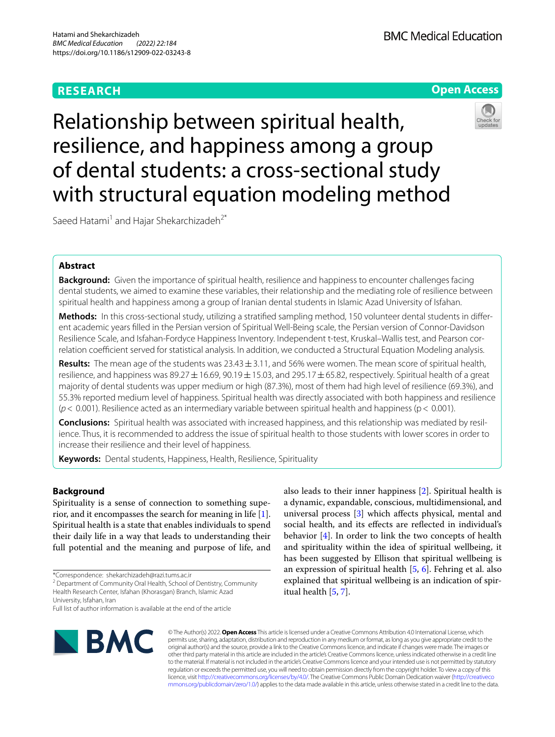RESEARCH

Open Access

# Relationship between spiritual health, resilience, and happiness among a group of dental students: a cross-sectional study with structural equation modeling method

Saeed Hatami[1] and Hajar Shekarchizadeh[2*]

## Abstract

**Background:** Given the importance of spiritual health, resilience and happiness to encounter challenges facing dental students, we aimed to examine these variables, their relationship and the mediating role of resilience between spiritual health and happiness among a group of Iranian dental students in Islamic Azad University of Isfahan.

**Methods:** In this cross-sectional study, utilizing a stratified sampling method, 150 volunteer dental students in different academic years filled in the Persian version of Spiritual Well-Being scale, the Persian version of Connor-Davidson Resilience Scale, and Isfahan-Fordyce Happiness Inventory. Independent t-test, Kruskal–Wallis test, and Pearson correlation coefficient served for statistical analysis. In addition, we conducted a Structural Equation Modeling analysis.

**Results:** The mean age of the students was 23.43 ± 3.11, and 56% were women. The mean score of spiritual health, resilience, and happiness was 89.27 ± 16.69, 90.19 ± 15.03, and 295.17 ± 65.82, respectively. Spiritual health of a great majority of dental students was upper medium or high (87.3%), most of them had high level of resilience (69.3%), and 55.3% reported medium level of happiness. Spiritual health was directly associated with both happiness and resilience ($p < 0.001$). Resilience acted as an intermediary variable between spiritual health and happiness ($p < 0.001$).

**Conclusions:** Spiritual health was associated with increased happiness, and this relationship was mediated by resilience. Thus, it is recommended to address the issue of spiritual health to those students with lower scores in order to increase their resilience and their level of happiness.

**Keywords:** Dental students, Happiness, Health, Resilience, Spirituality

## Background

Spirituality is a sense of connection to something superior, and it encompasses the search for meaning in life [1]. Spiritual health is a state that enables individuals to spend their daily life in a way that leads to understanding their full potential and the meaning and purpose of life, and also leads to their inner happiness [2]. Spiritual health is a dynamic, expandable, conscious, multidimensional, and universal process [3] which affects physical, mental and social health, and its effects are reflected in individual's behavior [4]. In order to link the two concepts of health and spirituality within the idea of spiritual wellbeing, it has been suggested by Ellison that spiritual wellbeing is an expression of spiritual health [5, 6]. Fehring et al. also explained that spiritual wellbeing is an indication of spiritual health [5, 7].

*Correspondence: shekarchizadeh@razi.tums.ac.ir
[2] Department of Community Oral Health, School of Dentistry, Community Health Research Center, Isfahan (Khorasgan) Branch, Islamic Azad University, Isfahan, Iran
Full list of author information is available at the end of the article

© The Author(s) 2022. **Open Access** This article is licensed under a Creative Commons Attribution 4.0 International License, which permits use, sharing, adaptation, distribution and reproduction in any medium or format, as long as you give appropriate credit to the original author(s) and the source, provide a link to the Creative Commons licence, and indicate if changes were made. The images or other third party material in this article are included in the article's Creative Commons licence, unless indicated otherwise in a credit line to the material. If material is not included in the article's Creative Commons licence and your intended use is not permitted by statutory regulation or exceeds the permitted use, you will need to obtain permission directly from the copyright holder. To view a copy of this licence, visit http://creativecommons.org/licenses/by/4.0/. The Creative Commons Public Domain Dedication waiver (http://creativecommons.org/publicdomain/zero/1.0/) applies to the data made available in this article, unless otherwise stated in a credit line to the data.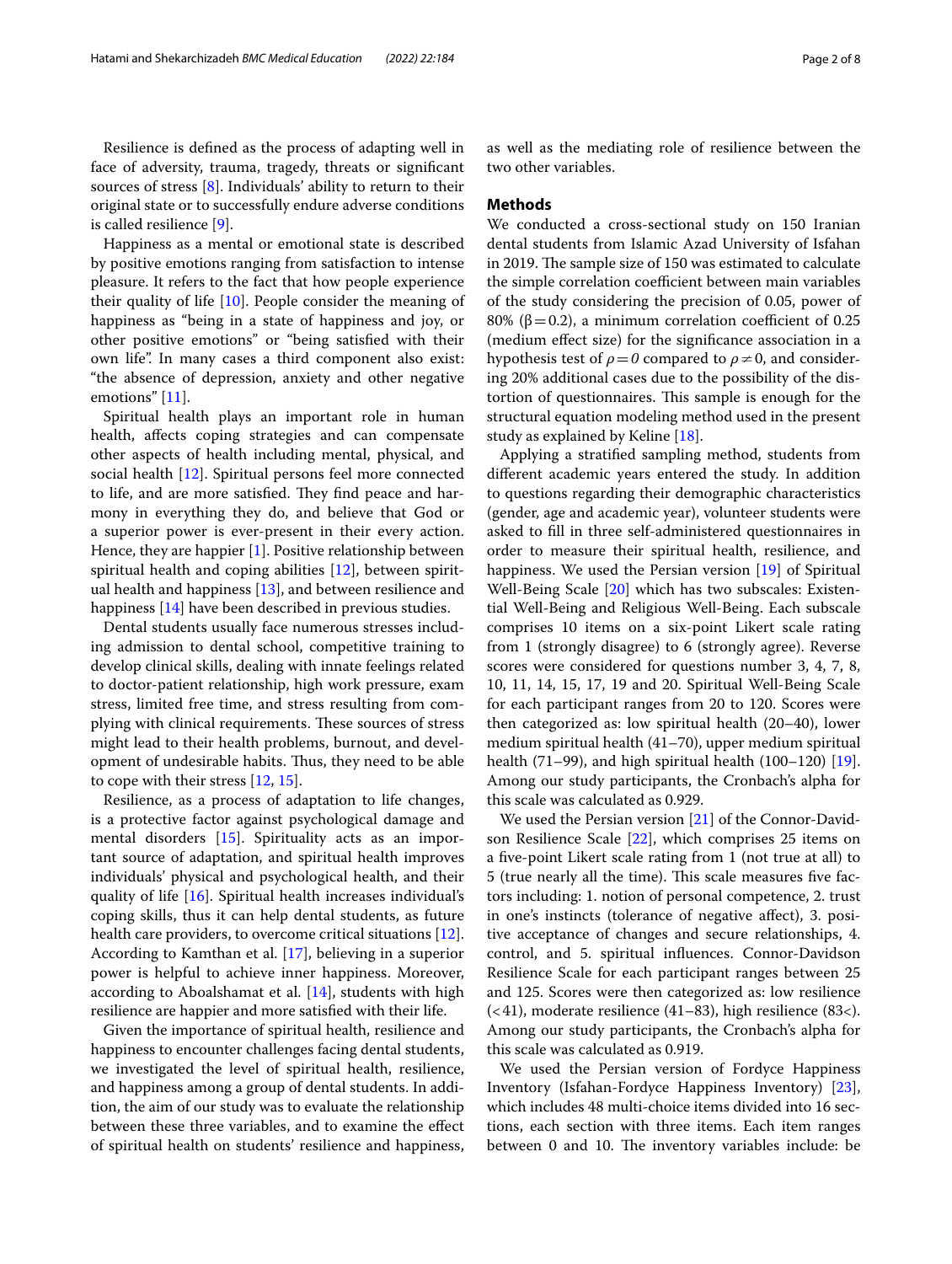Resilience is defined as the process of adapting well in face of adversity, trauma, tragedy, threats or significant sources of stress [8]. Individuals' ability to return to their original state or to successfully endure adverse conditions is called resilience [9].

Happiness as a mental or emotional state is described by positive emotions ranging from satisfaction to intense pleasure. It refers to the fact that how people experience their quality of life [10]. People consider the meaning of happiness as "being in a state of happiness and joy, or other positive emotions" or "being satisfied with their own life". In many cases a third component also exist: "the absence of depression, anxiety and other negative emotions" [11].

Spiritual health plays an important role in human health, affects coping strategies and can compensate other aspects of health including mental, physical, and social health [12]. Spiritual persons feel more connected to life, and are more satisfied. They find peace and harmony in everything they do, and believe that God or a superior power is ever-present in their every action. Hence, they are happier [1]. Positive relationship between spiritual health and coping abilities [12], between spiritual health and happiness [13], and between resilience and happiness [14] have been described in previous studies.

Dental students usually face numerous stresses including admission to dental school, competitive training to develop clinical skills, dealing with innate feelings related to doctor-patient relationship, high work pressure, exam stress, limited free time, and stress resulting from complying with clinical requirements. These sources of stress might lead to their health problems, burnout, and development of undesirable habits. Thus, they need to be able to cope with their stress [12, 15].

Resilience, as a process of adaptation to life changes, is a protective factor against psychological damage and mental disorders [15]. Spirituality acts as an important source of adaptation, and spiritual health improves individuals' physical and psychological health, and their quality of life [16]. Spiritual health increases individual's coping skills, thus it can help dental students, as future health care providers, to overcome critical situations [12]. According to Kamthan et al. [17], believing in a superior power is helpful to achieve inner happiness. Moreover, according to Aboalshamat et al. [14], students with high resilience are happier and more satisfied with their life.

Given the importance of spiritual health, resilience and happiness to encounter challenges facing dental students, we investigated the level of spiritual health, resilience, and happiness among a group of dental students. In addition, the aim of our study was to evaluate the relationship between these three variables, and to examine the effect of spiritual health on students' resilience and happiness, as well as the mediating role of resilience between the two other variables.

## Methods

We conducted a cross-sectional study on 150 Iranian dental students from Islamic Azad University of Isfahan in 2019. The sample size of 150 was estimated to calculate the simple correlation coefficient between main variables of the study considering the precision of 0.05, power of 80% ($\beta = 0.2$), a minimum correlation coefficient of 0.25 (medium effect size) for the significance association in a hypothesis test of $\rho = 0$ compared to $\rho \neq 0$, and considering 20% additional cases due to the possibility of the distortion of questionnaires. This sample is enough for the structural equation modeling method used in the present study as explained by Keline [18].

Applying a stratified sampling method, students from different academic years entered the study. In addition to questions regarding their demographic characteristics (gender, age and academic year), volunteer students were asked to fill in three self-administered questionnaires in order to measure their spiritual health, resilience, and happiness. We used the Persian version [19] of Spiritual Well-Being Scale [20] which has two subscales: Existential Well-Being and Religious Well-Being. Each subscale comprises 10 items on a six-point Likert scale rating from 1 (strongly disagree) to 6 (strongly agree). Reverse scores were considered for questions number 3, 4, 7, 8, 10, 11, 14, 15, 17, 19 and 20. Spiritual Well-Being Scale for each participant ranges from 20 to 120. Scores were then categorized as: low spiritual health (20–40), lower medium spiritual health (41–70), upper medium spiritual health (71–99), and high spiritual health (100–120) [19]. Among our study participants, the Cronbach's alpha for this scale was calculated as 0.929.

We used the Persian version [21] of the Connor-Davidson Resilience Scale [22], which comprises 25 items on a five-point Likert scale rating from 1 (not true at all) to 5 (true nearly all the time). This scale measures five factors including: 1. notion of personal competence, 2. trust in one's instincts (tolerance of negative affect), 3. positive acceptance of changes and secure relationships, 4. control, and 5. spiritual influences. Connor-Davidson Resilience Scale for each participant ranges between 25 and 125. Scores were then categorized as: low resilience (<41), moderate resilience (41–83), high resilience (83<). Among our study participants, the Cronbach's alpha for this scale was calculated as 0.919.

We used the Persian version of Fordyce Happiness Inventory (Isfahan-Fordyce Happiness Inventory) [23], which includes 48 multi-choice items divided into 16 sections, each section with three items. Each item ranges between 0 and 10. The inventory variables include: be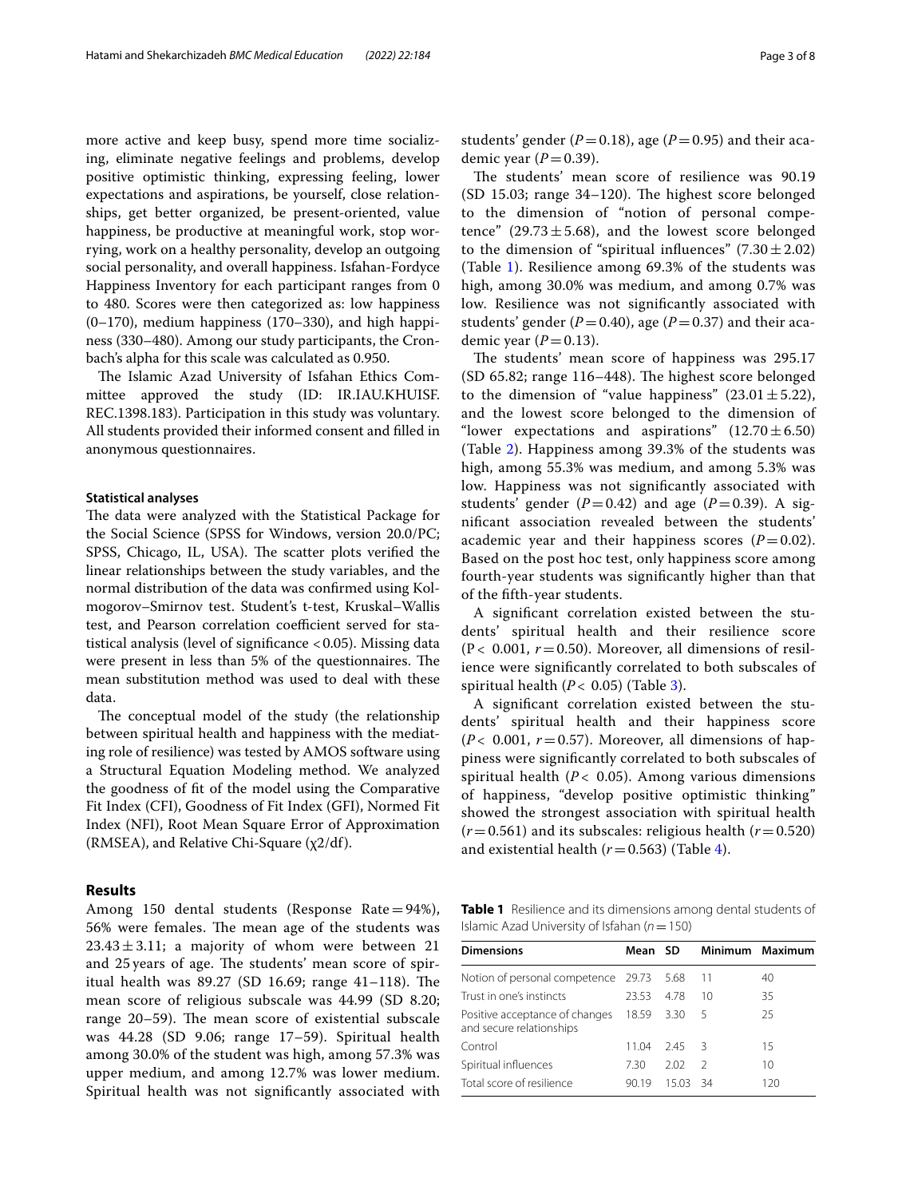more active and keep busy, spend more time socializing, eliminate negative feelings and problems, develop positive optimistic thinking, expressing feeling, lower expectations and aspirations, be yourself, close relationships, get better organized, be present-oriented, value happiness, be productive at meaningful work, stop worrying, work on a healthy personality, develop an outgoing social personality, and overall happiness. Isfahan-Fordyce Happiness Inventory for each participant ranges from 0 to 480. Scores were then categorized as: low happiness (0–170), medium happiness (170–330), and high happiness (330–480). Among our study participants, the Cronbach's alpha for this scale was calculated as 0.950.

The Islamic Azad University of Isfahan Ethics Committee approved the study (ID: IR.IAU.KHUISF.REC.1398.183). Participation in this study was voluntary. All students provided their informed consent and filled in anonymous questionnaires.

### Statistical analyses

The data were analyzed with the Statistical Package for the Social Science (SPSS for Windows, version 20.0/PC; SPSS, Chicago, IL, USA). The scatter plots verified the linear relationships between the study variables, and the normal distribution of the data was confirmed using Kolmogorov–Smirnov test. Student's t-test, Kruskal–Wallis test, and Pearson correlation coefficient served for statistical analysis (level of significance <0.05). Missing data were present in less than 5% of the questionnaires. The mean substitution method was used to deal with these data.

The conceptual model of the study (the relationship between spiritual health and happiness with the mediating role of resilience) was tested by AMOS software using a Structural Equation Modeling method. We analyzed the goodness of fit of the model using the Comparative Fit Index (CFI), Goodness of Fit Index (GFI), Normed Fit Index (NFI), Root Mean Square Error of Approximation (RMSEA), and Relative Chi-Square ($\chi 2/\mathrm{df}$).

## Results

Among 150 dental students (Response Rate = 94%), 56% were females. The mean age of the students was $23.43 \pm 3.11$; a majority of whom were between 21 and 25 years of age. The students' mean score of spiritual health was 89.27 (SD 16.69; range 41–118). The mean score of religious subscale was 44.99 (SD 8.20; range 20–59). The mean score of existential subscale was 44.28 (SD 9.06; range 17–59). Spiritual health among 30.0% of the student was high, among 57.3% was upper medium, and among 12.7% was lower medium. Spiritual health was not significantly associated with students' gender ($P = 0.18$), age ($P = 0.95$) and their academic year ($P = 0.39$).

The students' mean score of resilience was 90.19 (SD 15.03; range 34–120). The highest score belonged to the dimension of "notion of personal competence" ($29.73 \pm 5.68$), and the lowest score belonged to the dimension of "spiritual influences" ($7.30 \pm 2.02$) (Table 1). Resilience among 69.3% of the students was high, among 30.0% was medium, and among 0.7% was low. Resilience was not significantly associated with students' gender ($P = 0.40$), age ($P = 0.37$) and their academic year ($P = 0.13$).

The students' mean score of happiness was 295.17 (SD 65.82; range 116–448). The highest score belonged to the dimension of "value happiness" ($23.01 \pm 5.22$), and the lowest score belonged to the dimension of "lower expectations and aspirations" ($12.70 \pm 6.50$) (Table 2). Happiness among 39.3% of the students was high, among 55.3% was medium, and among 5.3% was low. Happiness was not significantly associated with students' gender ($P = 0.42$) and age ($P = 0.39$). A significant association revealed between the students' academic year and their happiness scores ($P = 0.02$). Based on the post hoc test, only happiness score among fourth-year students was significantly higher than that of the fifth-year students.

A significant correlation existed between the students' spiritual health and their resilience score ($P < 0.001$, $r = 0.50$). Moreover, all dimensions of resilience were significantly correlated to both subscales of spiritual health ($P < 0.05$) (Table 3).

A significant correlation existed between the students' spiritual health and their happiness score ($P < 0.001$, $r = 0.57$). Moreover, all dimensions of happiness were significantly correlated to both subscales of spiritual health ($P < 0.05$). Among various dimensions of happiness, "develop positive optimistic thinking" showed the strongest association with spiritual health ($r = 0.561$) and its subscales: religious health ($r = 0.520$) and existential health ($r = 0.563$) (Table 4).

**Table 1** Resilience and its dimensions among dental students of Islamic Azad University of Isfahan ($n = 150$)

| Dimensions | Mean | SD | Minimum | Maximum |
|---|---|---|---|---|
| Notion of personal competence | 29.73 | 5.68 | 11 | 40 |
| Trust in one's instincts | 23.53 | 4.78 | 10 | 35 |
| Positive acceptance of changes and secure relationships | 18.59 | 3.30 | 5 | 25 |
| Control | 11.04 | 2.45 | 3 | 15 |
| Spiritual influences | 7.30 | 2.02 | 2 | 10 |
| Total score of resilience | 90.19 | 15.03 | 34 | 120 |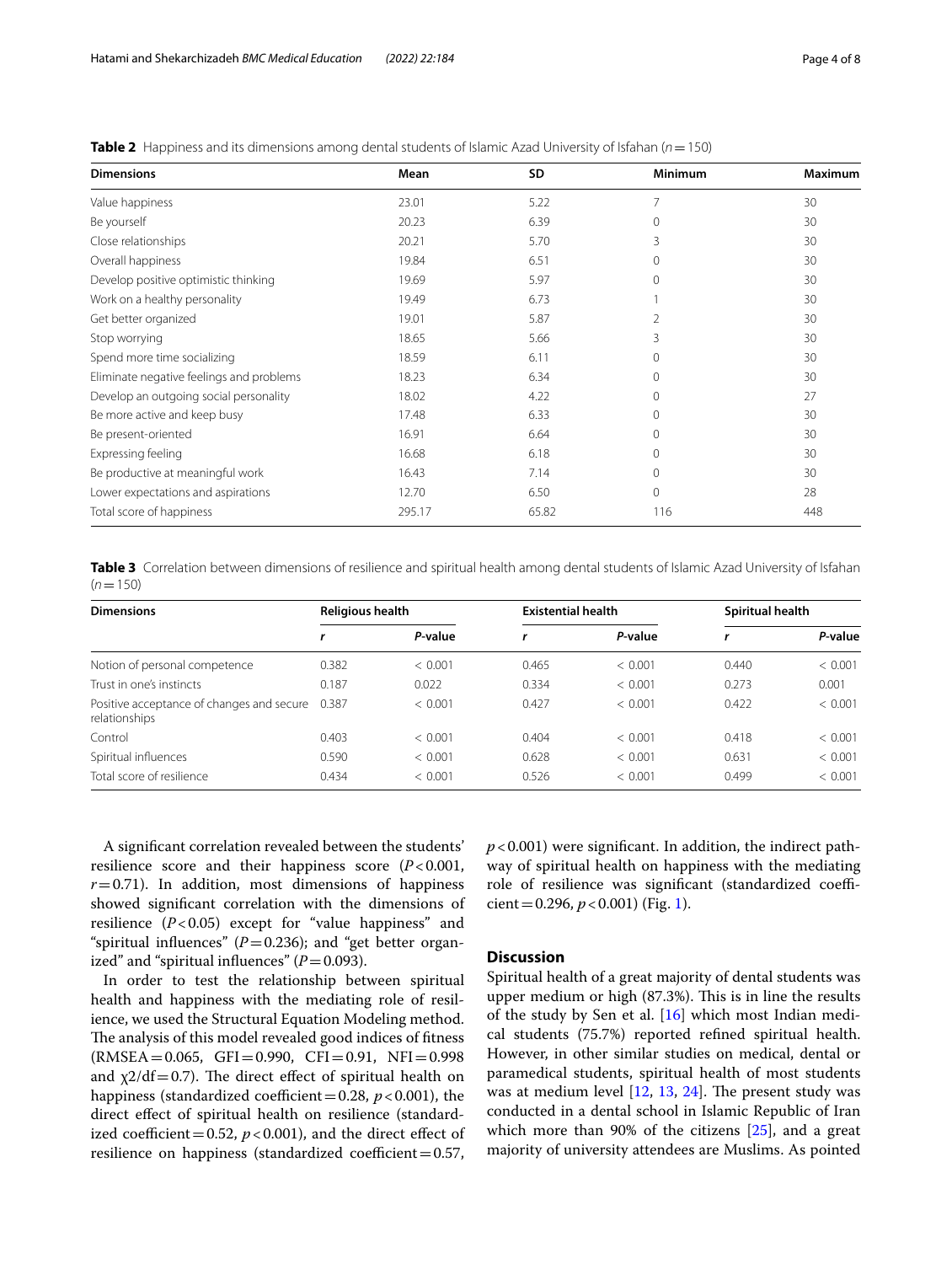**Table 2** Happiness and its dimensions among dental students of Islamic Azad University of Isfahan ($n = 150$)

| Dimensions | Mean | SD | Minimum | Maximum |
|---|---|---|---|---|
| Value happiness | 23.01 | 5.22 | 7 | 30 |
| Be yourself | 20.23 | 6.39 | 0 | 30 |
| Close relationships | 20.21 | 5.70 | 3 | 30 |
| Overall happiness | 19.84 | 6.51 | 0 | 30 |
| Develop positive optimistic thinking | 19.69 | 5.97 | 0 | 30 |
| Work on a healthy personality | 19.49 | 6.73 | 1 | 30 |
| Get better organized | 19.01 | 5.87 | 2 | 30 |
| Stop worrying | 18.65 | 5.66 | 3 | 30 |
| Spend more time socializing | 18.59 | 6.11 | 0 | 30 |
| Eliminate negative feelings and problems | 18.23 | 6.34 | 0 | 30 |
| Develop an outgoing social personality | 18.02 | 4.22 | 0 | 27 |
| Be more active and keep busy | 17.48 | 6.33 | 0 | 30 |
| Be present-oriented | 16.91 | 6.64 | 0 | 30 |
| Expressing feeling | 16.68 | 6.18 | 0 | 30 |
| Be productive at meaningful work | 16.43 | 7.14 | 0 | 30 |
| Lower expectations and aspirations | 12.70 | 6.50 | 0 | 28 |
| Total score of happiness | 295.17 | 65.82 | 116 | 448 |

**Table 3** Correlation between dimensions of resilience and spiritual health among dental students of Islamic Azad University of Isfahan ($n = 150$)

| Dimensions | Religious health | | Existential health | | Spiritual health | |
|---|---|---|---|---|---|---|
| | *r* | *P*-value | *r* | *P*-value | *r* | *P*-value |
| Notion of personal competence | 0.382 | < 0.001 | 0.465 | < 0.001 | 0.440 | < 0.001 |
| Trust in one's instincts | 0.187 | 0.022 | 0.334 | < 0.001 | 0.273 | 0.001 |
| Positive acceptance of changes and secure relationships | 0.387 | < 0.001 | 0.427 | < 0.001 | 0.422 | < 0.001 |
| Control | 0.403 | < 0.001 | 0.404 | < 0.001 | 0.418 | < 0.001 |
| Spiritual influences | 0.590 | < 0.001 | 0.628 | < 0.001 | 0.631 | < 0.001 |
| Total score of resilience | 0.434 | < 0.001 | 0.526 | < 0.001 | 0.499 | < 0.001 |

A significant correlation revealed between the students' resilience score and their happiness score ($P < 0.001$, $r = 0.71$). In addition, most dimensions of happiness showed significant correlation with the dimensions of resilience ($P < 0.05$) except for "value happiness" and "spiritual influences" ($P = 0.236$); and "get better organized" and "spiritual influences" ($P = 0.093$).

In order to test the relationship between spiritual health and happiness with the mediating role of resilience, we used the Structural Equation Modeling method. The analysis of this model revealed good indices of fitness (RMSEA = 0.065, GFI = 0.990, CFI = 0.91, NFI = 0.998 and $\chi 2/df = 0.7$). The direct effect of spiritual health on happiness (standardized coefficient = 0.28, $p < 0.001$), the direct effect of spiritual health on resilience (standardized coefficient = 0.52, $p < 0.001$), and the direct effect of resilience on happiness (standardized coefficient = 0.57, $p < 0.001$) were significant. In addition, the indirect pathway of spiritual health on happiness with the mediating role of resilience was significant (standardized coefficient = 0.296, $p < 0.001$) (Fig. 1).

## Discussion

Spiritual health of a great majority of dental students was upper medium or high (87.3%). This is in line the results of the study by Sen et al. [16] which most Indian medical students (75.7%) reported refined spiritual health. However, in other similar studies on medical, dental or paramedical students, spiritual health of most students was at medium level [12, 13, 24]. The present study was conducted in a dental school in Islamic Republic of Iran which more than 90% of the citizens [25], and a great majority of university attendees are Muslims. As pointed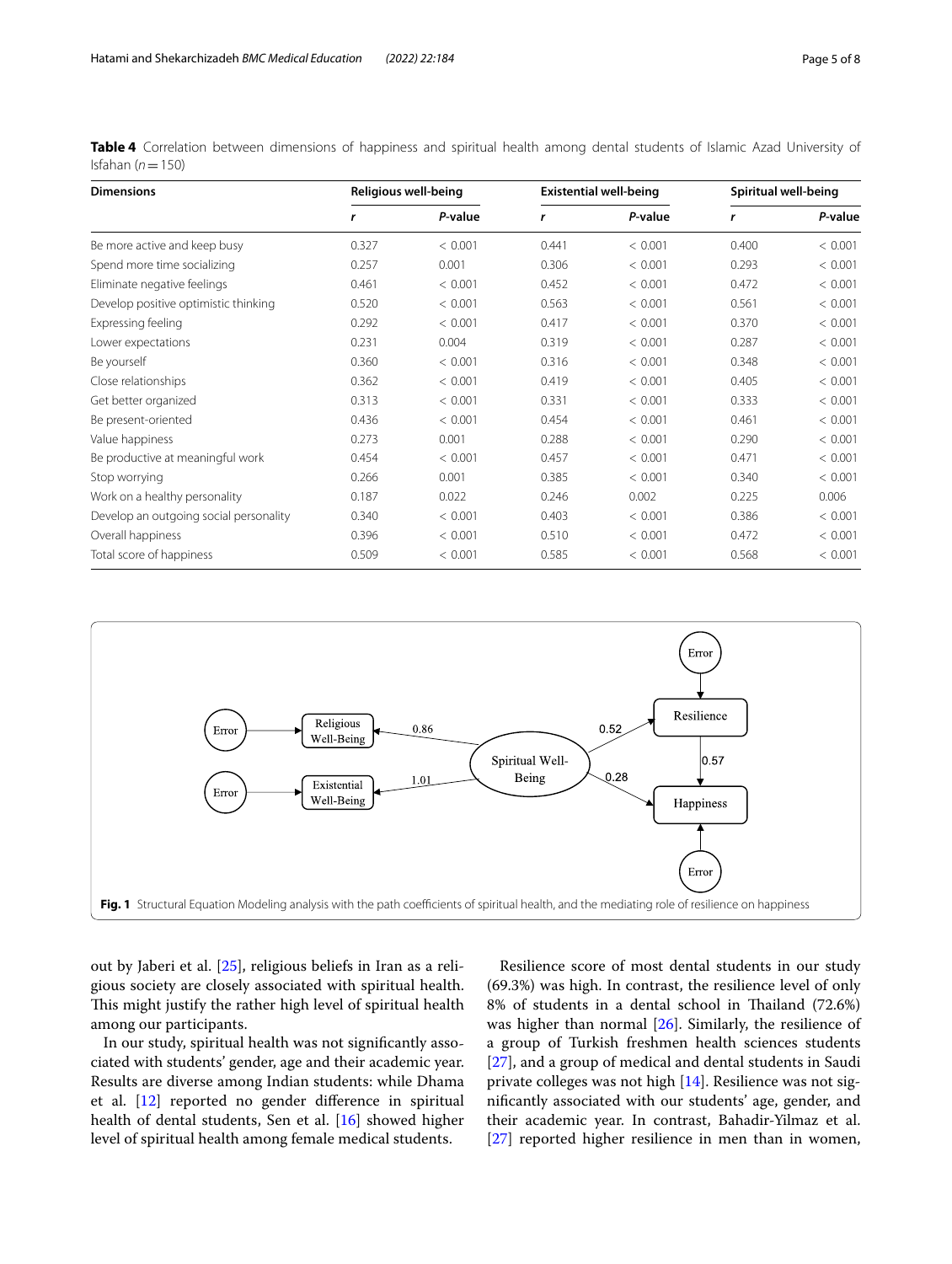**Table 4** Correlation between dimensions of happiness and spiritual health among dental students of Islamic Azad University of Isfahan ($n = 150$)

| Dimensions | Religious well-being | | Existential well-being | | Spiritual well-being | |
|---|---|---|---|---|---|---|
| | *r* | *P*-value | *r* | *P*-value | *r* | *P*-value |
| Be more active and keep busy | 0.327 | < 0.001 | 0.441 | < 0.001 | 0.400 | < 0.001 |
| Spend more time socializing | 0.257 | 0.001 | 0.306 | < 0.001 | 0.293 | < 0.001 |
| Eliminate negative feelings | 0.461 | < 0.001 | 0.452 | < 0.001 | 0.472 | < 0.001 |
| Develop positive optimistic thinking | 0.520 | < 0.001 | 0.563 | < 0.001 | 0.561 | < 0.001 |
| Expressing feeling | 0.292 | < 0.001 | 0.417 | < 0.001 | 0.370 | < 0.001 |
| Lower expectations | 0.231 | 0.004 | 0.319 | < 0.001 | 0.287 | < 0.001 |
| Be yourself | 0.360 | < 0.001 | 0.316 | < 0.001 | 0.348 | < 0.001 |
| Close relationships | 0.362 | < 0.001 | 0.419 | < 0.001 | 0.405 | < 0.001 |
| Get better organized | 0.313 | < 0.001 | 0.331 | < 0.001 | 0.333 | < 0.001 |
| Be present-oriented | 0.436 | < 0.001 | 0.454 | < 0.001 | 0.461 | < 0.001 |
| Value happiness | 0.273 | 0.001 | 0.288 | < 0.001 | 0.290 | < 0.001 |
| Be productive at meaningful work | 0.454 | < 0.001 | 0.457 | < 0.001 | 0.471 | < 0.001 |
| Stop worrying | 0.266 | 0.001 | 0.385 | < 0.001 | 0.340 | < 0.001 |
| Work on a healthy personality | 0.187 | 0.022 | 0.246 | 0.002 | 0.225 | 0.006 |
| Develop an outgoing social personality | 0.340 | < 0.001 | 0.403 | < 0.001 | 0.386 | < 0.001 |
| Overall happiness | 0.396 | < 0.001 | 0.510 | < 0.001 | 0.472 | < 0.001 |
| Total score of happiness | 0.509 | < 0.001 | 0.585 | < 0.001 | 0.568 | < 0.001 |

**Fig. 1** Structural Equation Modeling analysis with the path coefficients of spiritual health, and the mediating role of resilience on happiness

out by Jaberi et al. [25], religious beliefs in Iran as a religious society are closely associated with spiritual health. This might justify the rather high level of spiritual health among our participants.

In our study, spiritual health was not significantly associated with students' gender, age and their academic year. Results are diverse among Indian students: while Dhama et al. [12] reported no gender difference in spiritual health of dental students, Sen et al. [16] showed higher level of spiritual health among female medical students.

Resilience score of most dental students in our study (69.3%) was high. In contrast, the resilience level of only 8% of students in a dental school in Thailand (72.6%) was higher than normal [26]. Similarly, the resilience of a group of Turkish freshmen health sciences students [27], and a group of medical and dental students in Saudi private colleges was not high [14]. Resilience was not significantly associated with our students' age, gender, and their academic year. In contrast, Bahadir-Yilmaz et al. [27] reported higher resilience in men than in women,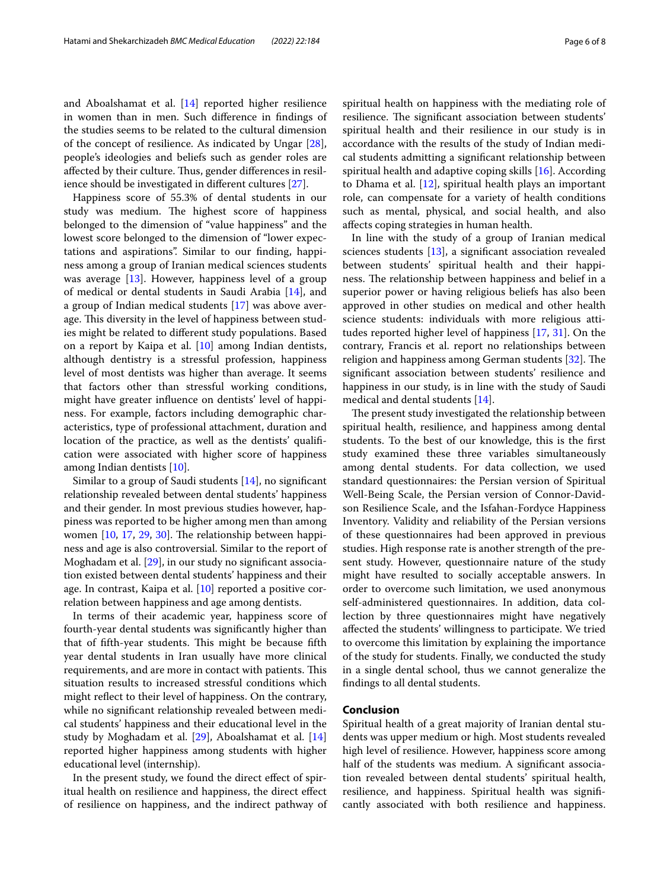and Aboalshamat et al. [14] reported higher resilience in women than in men. Such difference in findings of the studies seems to be related to the cultural dimension of the concept of resilience. As indicated by Ungar [28], people's ideologies and beliefs such as gender roles are affected by their culture. Thus, gender differences in resilience should be investigated in different cultures [27].

Happiness score of 55.3% of dental students in our study was medium. The highest score of happiness belonged to the dimension of "value happiness" and the lowest score belonged to the dimension of "lower expectations and aspirations". Similar to our finding, happiness among a group of Iranian medical sciences students was average [13]. However, happiness level of a group of medical or dental students in Saudi Arabia [14], and a group of Indian medical students [17] was above average. This diversity in the level of happiness between studies might be related to different study populations. Based on a report by Kaipa et al. [10] among Indian dentists, although dentistry is a stressful profession, happiness level of most dentists was higher than average. It seems that factors other than stressful working conditions, might have greater influence on dentists' level of happiness. For example, factors including demographic characteristics, type of professional attachment, duration and location of the practice, as well as the dentists' qualification were associated with higher score of happiness among Indian dentists [10].

Similar to a group of Saudi students [14], no significant relationship revealed between dental students' happiness and their gender. In most previous studies however, happiness was reported to be higher among men than among women [10, 17, 29, 30]. The relationship between happiness and age is also controversial. Similar to the report of Moghadam et al. [29], in our study no significant association existed between dental students' happiness and their age. In contrast, Kaipa et al. [10] reported a positive correlation between happiness and age among dentists.

In terms of their academic year, happiness score of fourth-year dental students was significantly higher than that of fifth-year students. This might be because fifth year dental students in Iran usually have more clinical requirements, and are more in contact with patients. This situation results to increased stressful conditions which might reflect to their level of happiness. On the contrary, while no significant relationship revealed between medical students' happiness and their educational level in the study by Moghadam et al. [29], Aboalshamat et al. [14] reported higher happiness among students with higher educational level (internship).

In the present study, we found the direct effect of spiritual health on resilience and happiness, the direct effect of resilience on happiness, and the indirect pathway of spiritual health on happiness with the mediating role of resilience. The significant association between students' spiritual health and their resilience in our study is in accordance with the results of the study of Indian medical students admitting a significant relationship between spiritual health and adaptive coping skills [16]. According to Dhama et al. [12], spiritual health plays an important role, can compensate for a variety of health conditions such as mental, physical, and social health, and also affects coping strategies in human health.

In line with the study of a group of Iranian medical sciences students [13], a significant association revealed between students' spiritual health and their happiness. The relationship between happiness and belief in a superior power or having religious beliefs has also been approved in other studies on medical and other health science students: individuals with more religious attitudes reported higher level of happiness [17, 31]. On the contrary, Francis et al. report no relationships between religion and happiness among German students [32]. The significant association between students' resilience and happiness in our study, is in line with the study of Saudi medical and dental students [14].

The present study investigated the relationship between spiritual health, resilience, and happiness among dental students. To the best of our knowledge, this is the first study examined these three variables simultaneously among dental students. For data collection, we used standard questionnaires: the Persian version of Spiritual Well-Being Scale, the Persian version of Connor-Davidson Resilience Scale, and the Isfahan-Fordyce Happiness Inventory. Validity and reliability of the Persian versions of these questionnaires had been approved in previous studies. High response rate is another strength of the present study. However, questionnaire nature of the study might have resulted to socially acceptable answers. In order to overcome such limitation, we used anonymous self-administered questionnaires. In addition, data collection by three questionnaires might have negatively affected the students' willingness to participate. We tried to overcome this limitation by explaining the importance of the study for students. Finally, we conducted the study in a single dental school, thus we cannot generalize the findings to all dental students.

## Conclusion

Spiritual health of a great majority of Iranian dental students was upper medium or high. Most students revealed high level of resilience. However, happiness score among half of the students was medium. A significant association revealed between dental students' spiritual health, resilience, and happiness. Spiritual health was significantly associated with both resilience and happiness.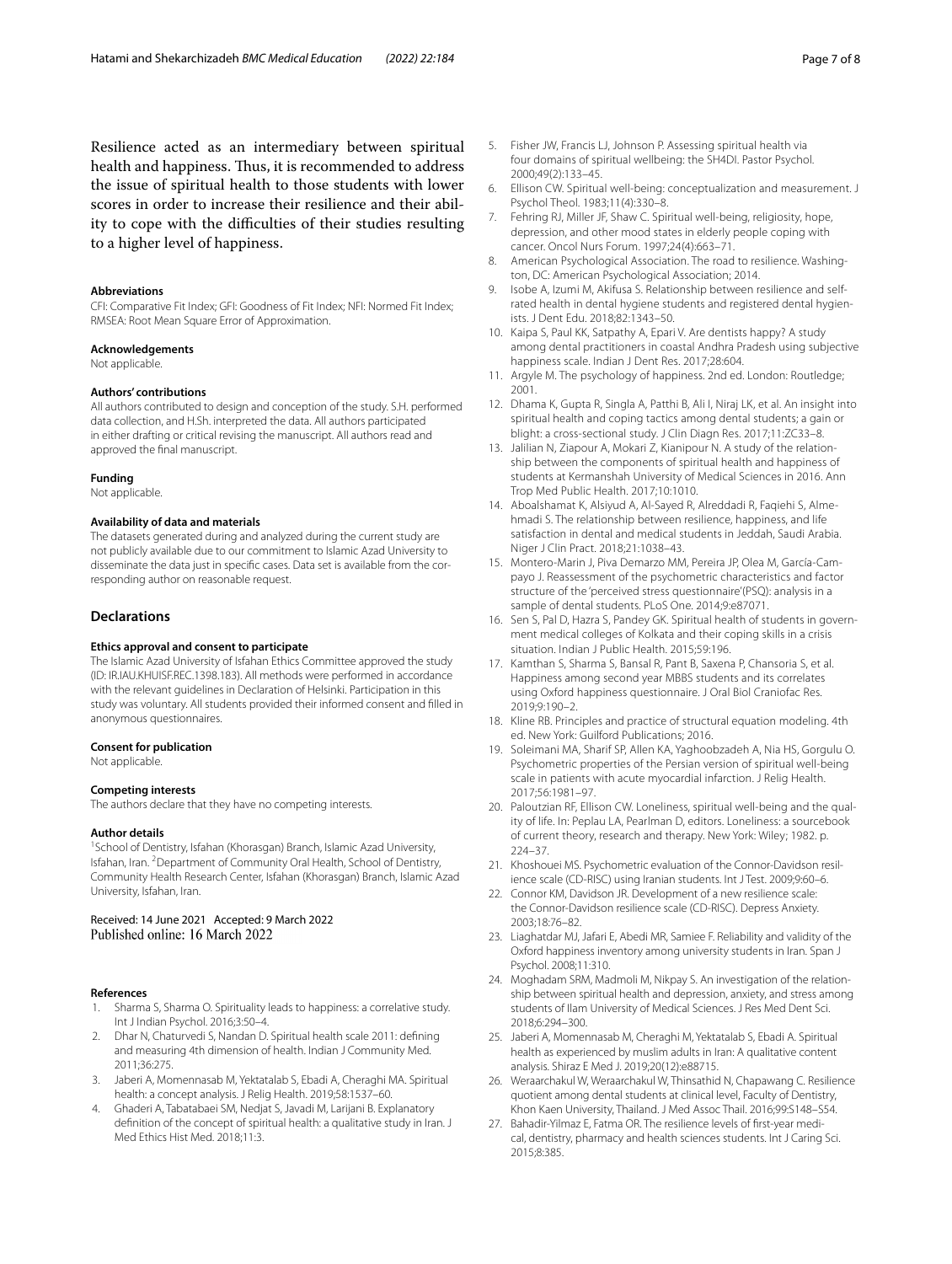Resilience acted as an intermediary between spiritual health and happiness. Thus, it is recommended to address the issue of spiritual health to those students with lower scores in order to increase their resilience and their ability to cope with the difficulties of their studies resulting to a higher level of happiness.

#### Abbreviations

CFI: Comparative Fit Index; GFI: Goodness of Fit Index; NFI: Normed Fit Index; RMSEA: Root Mean Square Error of Approximation.

#### Acknowledgements

Not applicable.

#### Authors' contributions

All authors contributed to design and conception of the study. S.H. performed data collection, and H.Sh. interpreted the data. All authors participated in either drafting or critical revising the manuscript. All authors read and approved the final manuscript.

#### Funding

Not applicable.

#### Availability of data and materials

The datasets generated during and analyzed during the current study are not publicly available due to our commitment to Islamic Azad University to disseminate the data just in specific cases. Data set is available from the corresponding author on reasonable request.

## Declarations

#### Ethics approval and consent to participate

The Islamic Azad University of Isfahan Ethics Committee approved the study (ID: IR.IAU.KHUISF.REC.1398.183). All methods were performed in accordance with the relevant guidelines in Declaration of Helsinki. Participation in this study was voluntary. All students provided their informed consent and filled in anonymous questionnaires.

#### Consent for publication

Not applicable.

#### Competing interests

The authors declare that they have no competing interests.

#### Author details

[1]School of Dentistry, Isfahan (Khorasgan) Branch, Islamic Azad University, Isfahan, Iran. [2]Department of Community Oral Health, School of Dentistry, Community Health Research Center, Isfahan (Khorasgan) Branch, Islamic Azad University, Isfahan, Iran.

Received: 14 June 2021 Accepted: 9 March 2022
Published online: 16 March 2022

#### References

1. Sharma S, Sharma O. Spirituality leads to happiness: a correlative study. Int J Indian Psychol. 2016;3:50–4.
2. Dhar N, Chaturvedi S, Nandan D. Spiritual health scale 2011: defining and measuring 4th dimension of health. Indian J Community Med. 2011;36:275.
3. Jaberi A, Momennasab M, Yektatalab S, Ebadi A, Cheraghi MA. Spiritual health: a concept analysis. J Relig Health. 2019;58:1537–60.
4. Ghaderi A, Tabatabaei SM, Nedjat S, Javadi M, Larijani B. Explanatory definition of the concept of spiritual health: a qualitative study in Iran. J Med Ethics Hist Med. 2018;11:3.
5. Fisher JW, Francis LJ, Johnson P. Assessing spiritual health via four domains of spiritual wellbeing: the SH4DI. Pastor Psychol. 2000;49(2):133–45.
6. Ellison CW. Spiritual well-being: conceptualization and measurement. J Psychol Theol. 1983;11(4):330–8.
7. Fehring RJ, Miller JF, Shaw C. Spiritual well-being, religiosity, hope, depression, and other mood states in elderly people coping with cancer. Oncol Nurs Forum. 1997;24(4):663–71.
8. American Psychological Association. The road to resilience. Washington, DC: American Psychological Association; 2014.
9. Isobe A, Izumi M, Akifusa S. Relationship between resilience and self-rated health in dental hygiene students and registered dental hygienists. J Dent Edu. 2018;82:1343–50.
10. Kaipa S, Paul KK, Satpathy A, Epari V. Are dentists happy? A study among dental practitioners in coastal Andhra Pradesh using subjective happiness scale. Indian J Dent Res. 2017;28:604.
11. Argyle M. The psychology of happiness. 2nd ed. London: Routledge; 2001.
12. Dhama K, Gupta R, Singla A, Patthi B, Ali I, Niraj LK, et al. An insight into spiritual health and coping tactics among dental students; a gain or blight: a cross-sectional study. J Clin Diagn Res. 2017;11:ZC33–8.
13. Jalilian N, Ziapour A, Mokari Z, Kianipour N. A study of the relationship between the components of spiritual health and happiness of students at Kermanshah University of Medical Sciences in 2016. Ann Trop Med Public Health. 2017;10:1010.
14. Aboalshamat K, Alsiyud A, Al-Sayed R, Alreddadi R, Faqiehi S, Almehmadi S. The relationship between resilience, happiness, and life satisfaction in dental and medical students in Jeddah, Saudi Arabia. Niger J Clin Pract. 2018;21:1038–43.
15. Montero-Marin J, Piva Demarzo MM, Pereira JP, Olea M, García-Campayo J. Reassessment of the psychometric characteristics and factor structure of the 'perceived stress questionnaire'(PSQ): analysis in a sample of dental students. PLoS One. 2014;9:e87071.
16. Sen S, Pal D, Hazra S, Pandey GK. Spiritual health of students in government medical colleges of Kolkata and their coping skills in a crisis situation. Indian J Public Health. 2015;59:196.
17. Kamthan S, Sharma S, Bansal R, Pant B, Saxena P, Chansoria S, et al. Happiness among second year MBBS students and its correlates using Oxford happiness questionnaire. J Oral Biol Craniofac Res. 2019;9:190–2.
18. Kline RB. Principles and practice of structural equation modeling. 4th ed. New York: Guilford Publications; 2016.
19. Soleimani MA, Sharif SP, Allen KA, Yaghoobzadeh A, Nia HS, Gorgulu O. Psychometric properties of the Persian version of spiritual well-being scale in patients with acute myocardial infarction. J Relig Health. 2017;56:1981–97.
20. Paloutzian RF, Ellison CW. Loneliness, spiritual well-being and the quality of life. In: Peplau LA, Pearlman D, editors. Loneliness: a sourcebook of current theory, research and therapy. New York: Wiley; 1982. p. 224–37.
21. Khoshouei MS. Psychometric evaluation of the Connor-Davidson resilience scale (CD-RISC) using Iranian students. Int J Test. 2009;9:60–6.
22. Connor KM, Davidson JR. Development of a new resilience scale: the Connor-Davidson resilience scale (CD-RISC). Depress Anxiety. 2003;18:76–82.
23. Liaghatdar MJ, Jafari E, Abedi MR, Samiee F. Reliability and validity of the Oxford happiness inventory among university students in Iran. Span J Psychol. 2008;11:310.
24. Moghadam SRM, Madmoli M, Nikpay S. An investigation of the relationship between spiritual health and depression, anxiety, and stress among students of Ilam University of Medical Sciences. J Res Med Dent Sci. 2018;6:294–300.
25. Jaberi A, Momennasab M, Cheraghi M, Yektatalab S, Ebadi A. Spiritual health as experienced by muslim adults in Iran: A qualitative content analysis. Shiraz E Med J. 2019;20(12):e88715.
26. Weraarchakul W, Weraarchakul W, Thinsathid N, Chapawang C. Resilience quotient among dental students at clinical level, Faculty of Dentistry, Khon Kaen University, Thailand. J Med Assoc Thail. 2016;99:S148–S54.
27. Bahadir-Yilmaz E, Fatma OR. The resilience levels of first-year medical, dentistry, pharmacy and health sciences students. Int J Caring Sci. 2015;8:385.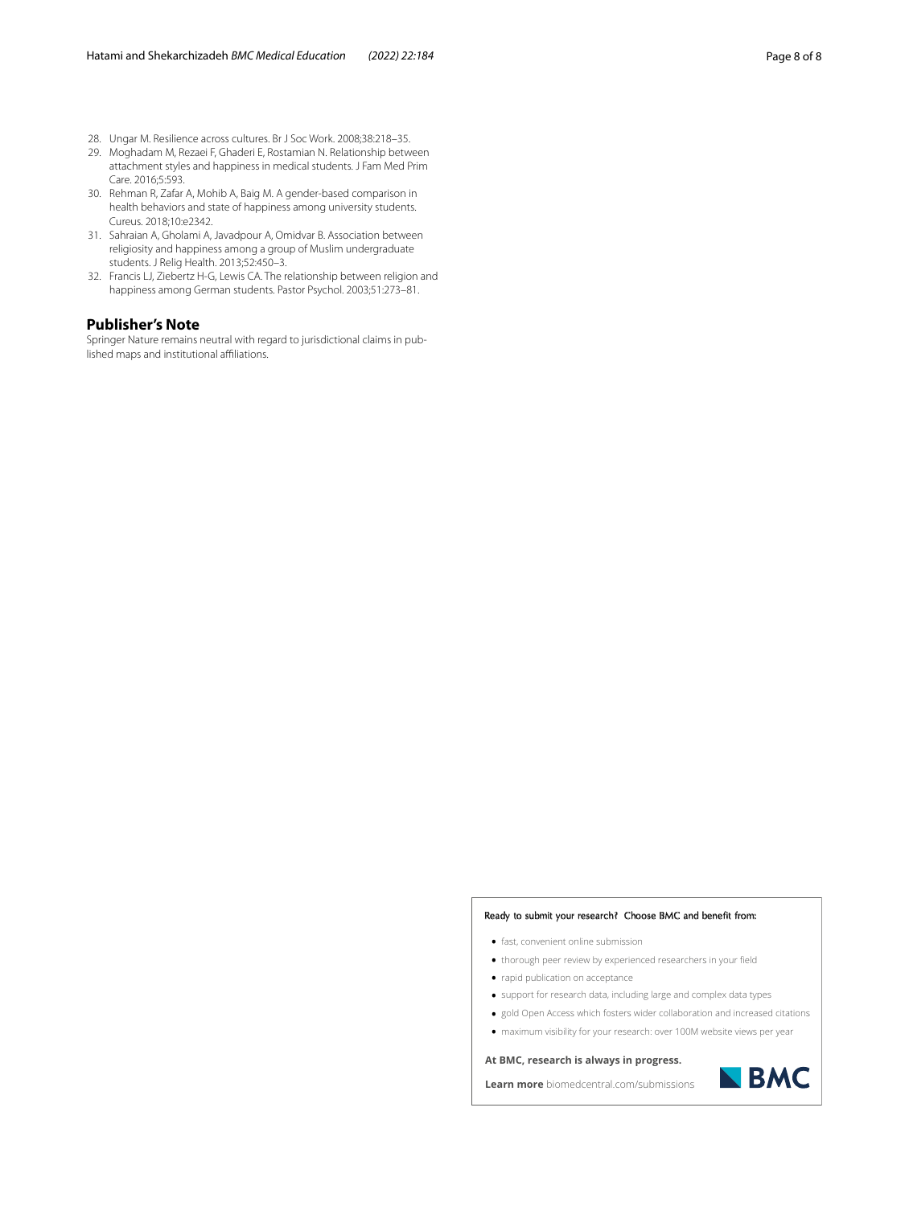28. Ungar M. Resilience across cultures. Br J Soc Work. 2008;38:218–35.
29. Moghadam M, Rezaei F, Ghaderi E, Rostamian N. Relationship between attachment styles and happiness in medical students. J Fam Med Prim Care. 2016;5:593.
30. Rehman R, Zafar A, Mohib A, Baig M. A gender-based comparison in health behaviors and state of happiness among university students. Cureus. 2018;10:e2342.
31. Sahraian A, Gholami A, Javadpour A, Omidvar B. Association between religiosity and happiness among a group of Muslim undergraduate students. J Relig Health. 2013;52:450–3.
32. Francis LJ, Ziebertz H-G, Lewis CA. The relationship between religion and happiness among German students. Pastor Psychol. 2003;51:273–81.

## Publisher's Note

Springer Nature remains neutral with regard to jurisdictional claims in published maps and institutional affiliations.

Ready to submit your research? Choose BMC and benefit from:

- fast, convenient online submission
- thorough peer review by experienced researchers in your field
- rapid publication on acceptance
- support for research data, including large and complex data types
- gold Open Access which fosters wider collaboration and increased citations
- maximum visibility for your research: over 100M website views per year

**At BMC, research is always in progress.**

**Learn more** biomedcentral.com/submissions

BMC